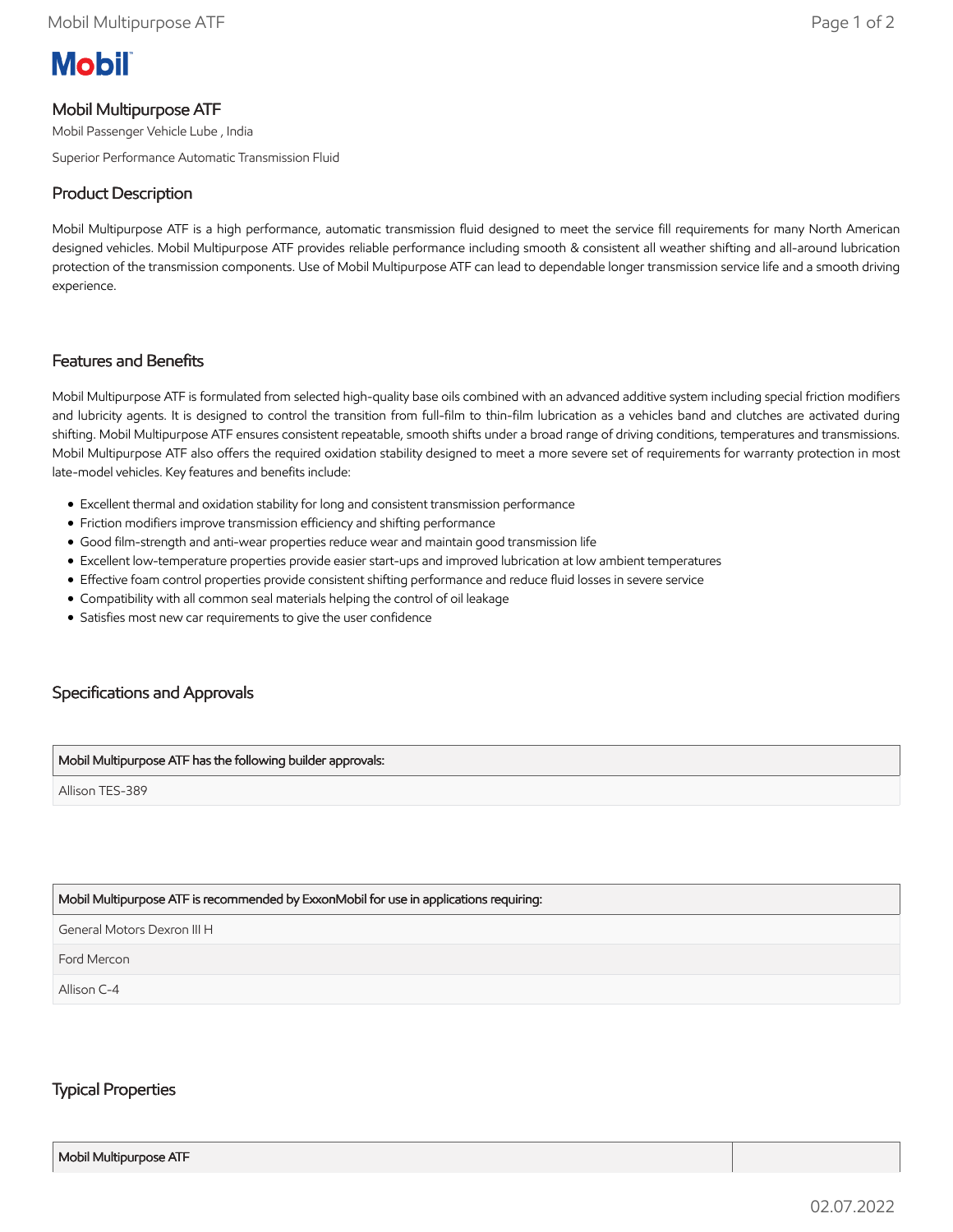Mobil

# Mobil Multipurpose ATF

Mobil Passenger Vehicle Lube , India

Superior Performance Automatic Transmission Fluid

## Product Description

Mobil Multipurpose ATF is a high performance, automatic transmission fluid designed to meet the service fill requirements for many North American designed vehicles. Mobil Multipurpose ATF provides reliable performance including smooth & consistent all weather shifting and all-around lubrication protection of the transmission components. Use of Mobil Multipurpose ATF can lead to dependable longer transmission service life and a smooth driving experience.

## Features and Benefits

Mobil Multipurpose ATF is formulated from selected high-quality base oils combined with an advanced additive system including special friction modifiers and lubricity agents. It is designed to control the transition from full-film to thin-film lubrication as a vehicles band and clutches are activated during shifting. Mobil Multipurpose ATF ensures consistent repeatable, smooth shifts under a broad range of driving conditions, temperatures and transmissions. Mobil Multipurpose ATF also offers the required oxidation stability designed to meet a more severe set of requirements for warranty protection in most late-model vehicles. Key features and benefits include:

- Excellent thermal and oxidation stability for long and consistent transmission performance
- Friction modifiers improve transmission efficiency and shifting performance
- Good film-strength and anti-wear properties reduce wear and maintain good transmission life
- Excellent low-temperature properties provide easier start-ups and improved lubrication at low ambient temperatures
- Effective foam control properties provide consistent shifting performance and reduce fluid losses in severe service
- Compatibility with all common seal materials helping the control of oil leakage
- Satisfies most new car requirements to give the user confidence

## Specifications and Approvals

| Mobil Multipurpose ATF has the following builder approvals: |
| --- |
| Allison TES-389 |

| Mobil Multipurpose ATF is recommended by ExxonMobil for use in applications requiring: |
| --- |
| General Motors Dexron III H |
| Ford Mercon |
| Allison C-4 |

## Typical Properties

| Mobil Multipurpose ATF | |
| --- | --- |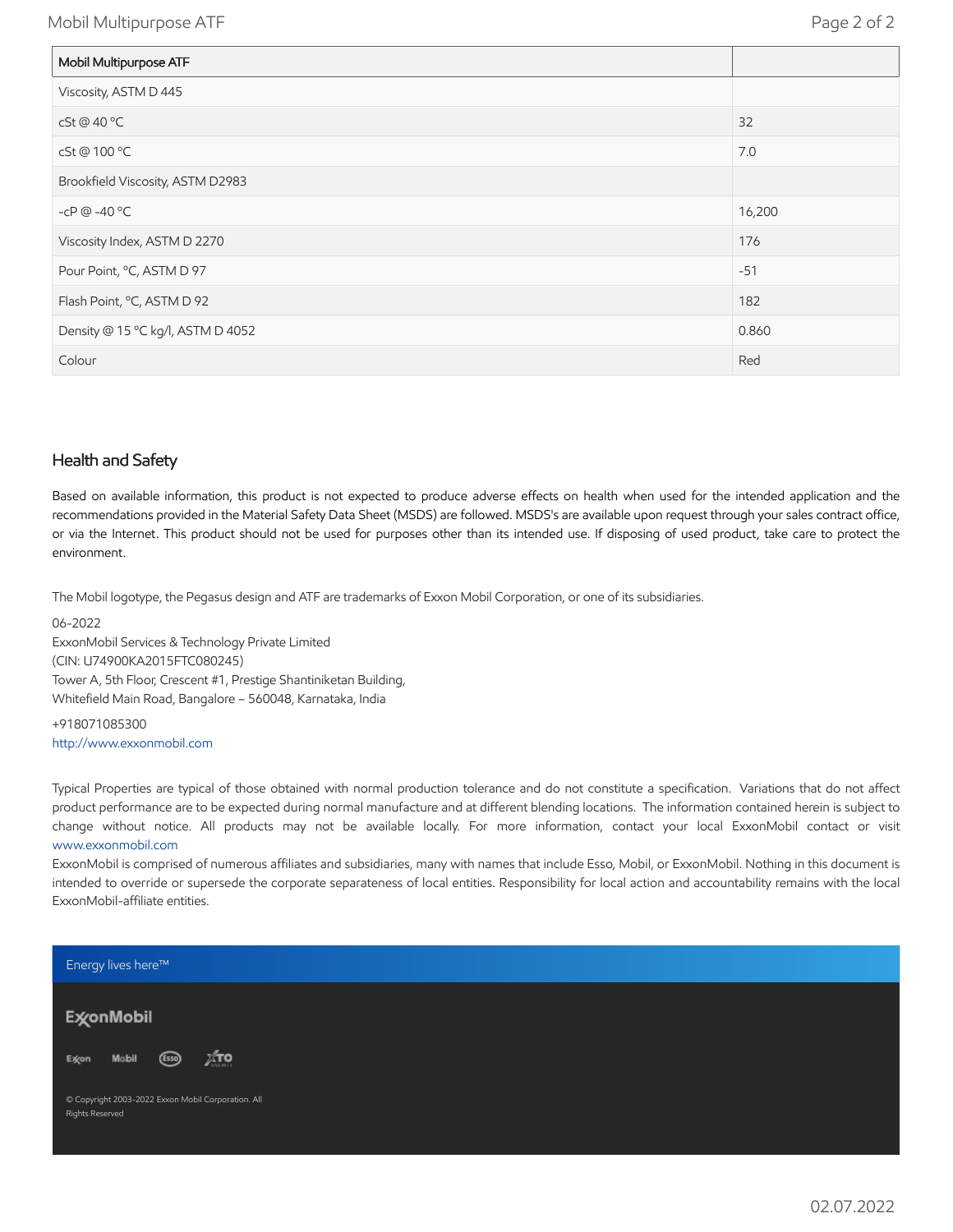| Mobil Multipurpose ATF | |
| --- | --- |
| Viscosity, ASTM D 445 | |
| cSt @ 40 °C | 32 |
| cSt @ 100 °C | 7.0 |
| Brookfield Viscosity, ASTM D2983 | |
| -cP @ -40 °C | 16,200 |
| Viscosity Index, ASTM D 2270 | 176 |
| Pour Point, °C, ASTM D 97 | -51 |
| Flash Point, °C, ASTM D 92 | 182 |
| Density @ 15 °C kg/l, ASTM D 4052 | 0.860 |
| Colour | Red |

## Health and Safety

Based on available information, this product is not expected to produce adverse effects on health when used for the intended application and the recommendations provided in the Material Safety Data Sheet (MSDS) are followed. MSDS's are available upon request through your sales contract office, or via the Internet. This product should not be used for purposes other than its intended use. If disposing of used product, take care to protect the environment.

The Mobil logotype, the Pegasus design and ATF are trademarks of Exxon Mobil Corporation, or one of its subsidiaries.

06-2022
ExxonMobil Services & Technology Private Limited
(CIN: U74900KA2015FTC080245)
Tower A, 5th Floor, Crescent #1, Prestige Shantiniketan Building,
Whitefield Main Road, Bangalore – 560048, Karnataka, India

+918071085300
http://www.exxonmobil.com

Typical Properties are typical of those obtained with normal production tolerance and do not constitute a specification. Variations that do not affect product performance are to be expected during normal manufacture and at different blending locations. The information contained herein is subject to change without notice. All products may not be available locally. For more information, contact your local ExxonMobil contact or visit www.exxonmobil.com
ExxonMobil is comprised of numerous affiliates and subsidiaries, many with names that include Esso, Mobil, or ExxonMobil. Nothing in this document is intended to override or supersede the corporate separateness of local entities. Responsibility for local action and accountability remains with the local ExxonMobil-affiliate entities.

Energy lives here™

ExxonMobil

Exxon Mobil Esso XTO

© Copyright 2003-2022 Exxon Mobil Corporation. All Rights Reserved

02.07.2022